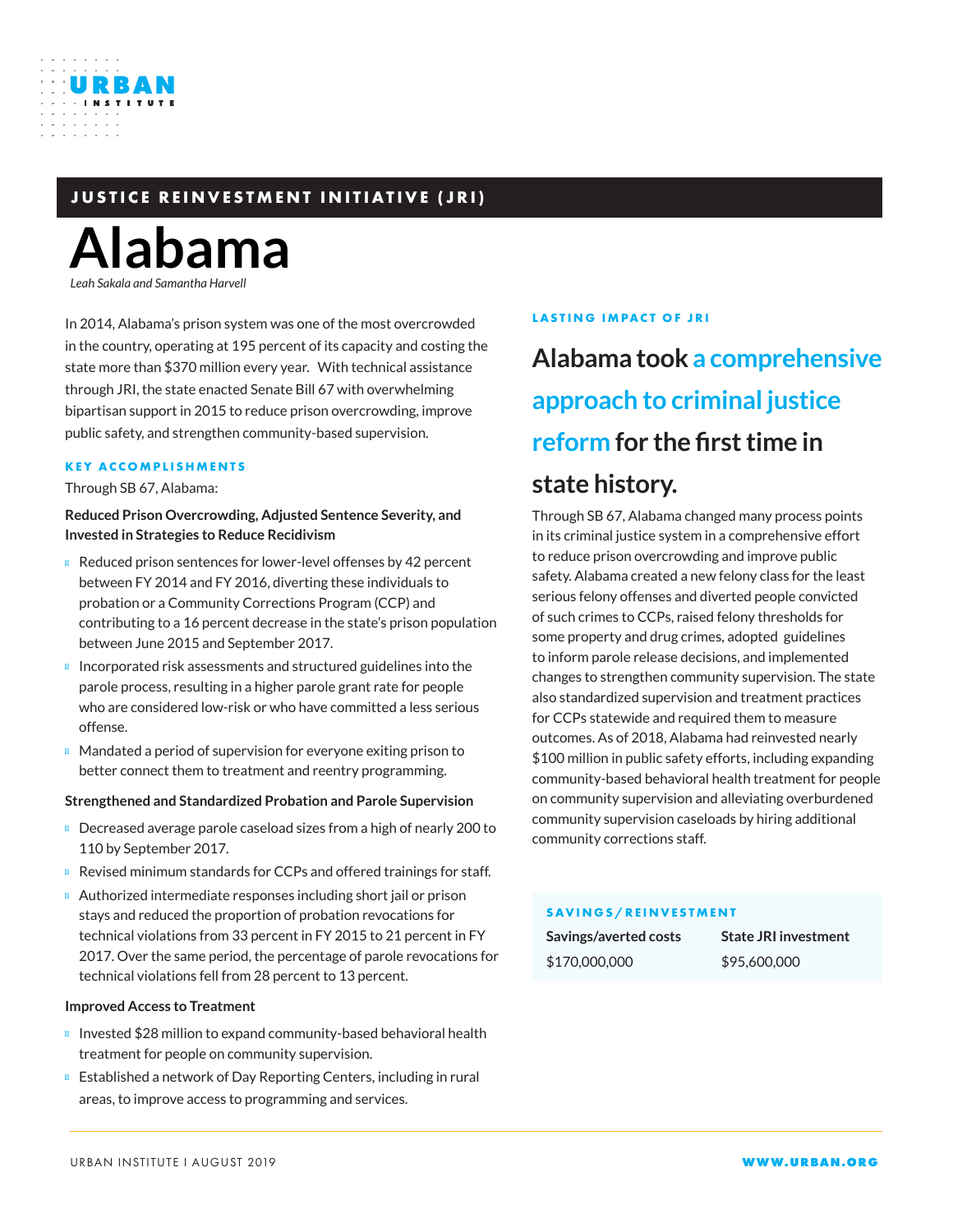**JUSTICE REINVESTMENT INITIATIVE (JRI)**

# Alabama

*Leah Sakala and Samantha Harvell*

In 2014, Alabama's prison system was one of the most overcrowded in the country, operating at 195 percent of its capacity and costing the state more than $370 million every year. With technical assistance through JRI, the state enacted Senate Bill 67 with overwhelming bipartisan support in 2015 to reduce prison overcrowding, improve public safety, and strengthen community-based supervision.

## KEY ACCOMPLISHMENTS

Through SB 67, Alabama:

### Reduced Prison Overcrowding, Adjusted Sentence Severity, and Invested in Strategies to Reduce Recidivism

- Reduced prison sentences for lower-level offenses by 42 percent between FY 2014 and FY 2016, diverting these individuals to probation or a Community Corrections Program (CCP) and contributing to a 16 percent decrease in the state's prison population between June 2015 and September 2017.
- Incorporated risk assessments and structured guidelines into the parole process, resulting in a higher parole grant rate for people who are considered low-risk or who have committed a less serious offense.
- Mandated a period of supervision for everyone exiting prison to better connect them to treatment and reentry programming.

### Strengthened and Standardized Probation and Parole Supervision

- Decreased average parole caseload sizes from a high of nearly 200 to 110 by September 2017.
- Revised minimum standards for CCPs and offered trainings for staff.
- Authorized intermediate responses including short jail or prison stays and reduced the proportion of probation revocations for technical violations from 33 percent in FY 2015 to 21 percent in FY 2017. Over the same period, the percentage of parole revocations for technical violations fell from 28 percent to 13 percent.

### Improved Access to Treatment

- Invested $28 million to expand community-based behavioral health treatment for people on community supervision.
- Established a network of Day Reporting Centers, including in rural areas, to improve access to programming and services.

## LASTING IMPACT OF JRI

**Alabama took a comprehensive approach to criminal justice reform for the first time in state history.**

Through SB 67, Alabama changed many process points in its criminal justice system in a comprehensive effort to reduce prison overcrowding and improve public safety. Alabama created a new felony class for the least serious felony offenses and diverted people convicted of such crimes to CCPs, raised felony thresholds for some property and drug crimes, adopted guidelines to inform parole release decisions, and implemented changes to strengthen community supervision. The state also standardized supervision and treatment practices for CCPs statewide and required them to measure outcomes. As of 2018, Alabama had reinvested nearly $100 million in public safety efforts, including expanding community-based behavioral health treatment for people on community supervision and alleviating overburdened community supervision caseloads by hiring additional community corrections staff.

## SAVINGS/REINVESTMENT

| Savings/averted costs | State JRI investment |
|---|---|
| $170,000,000 | $95,600,000 |

URBAN INSTITUTE I AUGUST 2019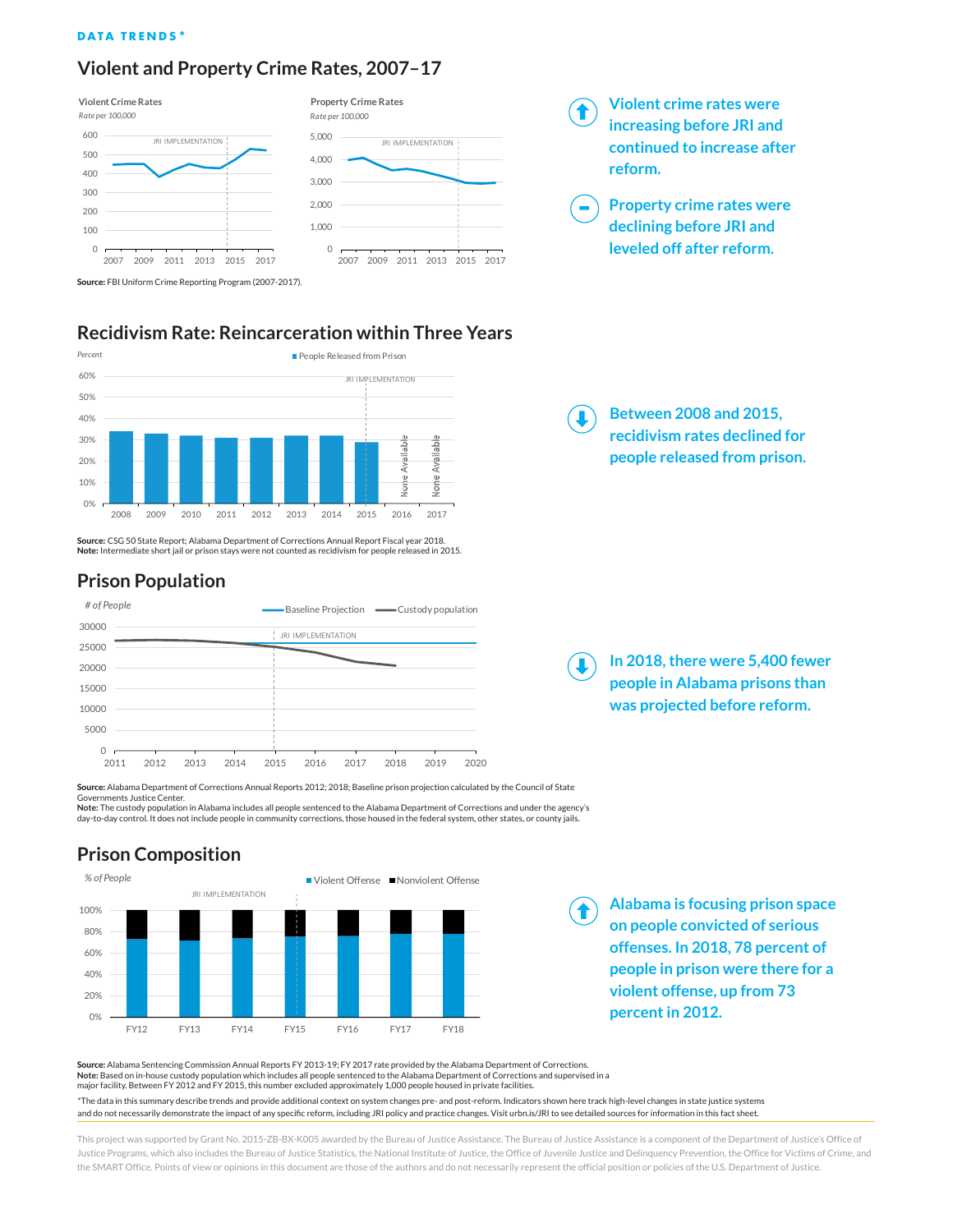DATA TRENDS*

## Violent and Property Crime Rates, 2007–17

**Violent Crime Rates**

*Rate per 100,000*

600
500
400
300
200
100
0

JRI IMPLEMENTATION

2007 2009 2011 2013 2015 2017

**Property Crime Rates**

*Rate per 100,000*

5,000
4,000
3,000
2,000
1,000
0

JRI IMPLEMENTATION

2007 2009 2011 2013 2015 2017

**Source:** FBI Uniform Crime Reporting Program (2007-2017).

**Violent crime rates were increasing before JRI and continued to increase after reform.**

**Property crime rates were declining before JRI and leveled off after reform.**

## Recidivism Rate: Reincarceration within Three Years

*Percent*

People Released from Prison

60%
50%
40%
30%
20%
10%
0%

JRI IMPLEMENTATION

None Available
None Available

2008 2009 2010 2011 2012 2013 2014 2015 2016 2017

**Source:** CSG 50 State Report; Alabama Department of Corrections Annual Report Fiscal year 2018.
**Note:** Intermediate short jail or prison stays were not counted as recidivism for people released in 2015.

**Between 2008 and 2015, recidivism rates declined for people released from prison.**

## Prison Population

*# of People*

Baseline Projection
Custody population

30000
25000
20000
15000
10000
5000
0

JRI IMPLEMENTATION

2011 2012 2013 2014 2015 2016 2017 2018 2019 2020

**Source:** Alabama Department of Corrections Annual Reports 2012; 2018; Baseline prison projection calculated by the Council of State Governments Justice Center.
**Note:** The custody population in Alabama includes all people sentenced to the Alabama Department of Corrections and under the agency's day-to-day control. It does not include people in community corrections, those housed in the federal system, other states, or county jails.

**In 2018, there were 5,400 fewer people in Alabama prisons than was projected before reform.**

## Prison Composition

*% of People*

Violent Offense
Nonviolent Offense

JRI IMPLEMENTATION

100%
80%
60%
40%
20%
0%

FY12 FY13 FY14 FY15 FY16 FY17 FY18

**Source:** Alabama Sentencing Commission Annual Reports FY 2013-19; FY 2017 rate provided by the Alabama Department of Corrections.
**Note:** Based on in-house custody population which includes all people sentenced to the Alabama Department of Corrections and supervised in a major facility. Between FY 2012 and FY 2015, this number excluded approximately 1,000 people housed in private facilities.

**Alabama is focusing prison space on people convicted of serious offenses. In 2018, 78 percent of people in prison were there for a violent offense, up from 73 percent in 2012.**

*The data in this summary describe trends and provide additional context on system changes pre- and post-reform. Indicators shown here track high-level changes in state justice systems and do not necessarily demonstrate the impact of any specific reform, including JRI policy and practice changes. Visit urbn.is/JRI to see detailed sources for information in this fact sheet.

This project was supported by Grant No. 2015-ZB-BX-K005 awarded by the Bureau of Justice Assistance. The Bureau of Justice Assistance is a component of the Department of Justice's Office of Justice Programs, which also includes the Bureau of Justice Statistics, the National Institute of Justice, the Office of Juvenile Justice and Delinquency Prevention, the Office for Victims of Crime, and the SMART Office. Points of view or opinions in this document are those of the authors and do not necessarily represent the official position or policies of the U.S. Department of Justice.